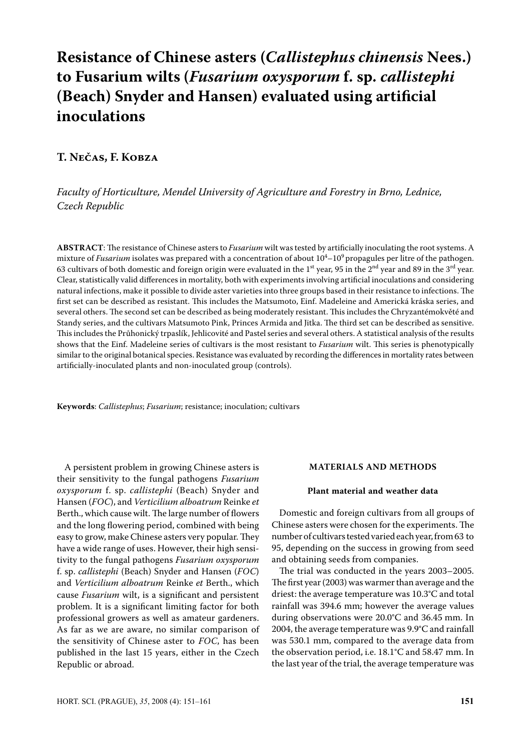# Resistance of Chinese asters (*Callistephus chinensis* Nees.) to Fusarium wilts (*Fusarium oxysporum* f. sp. *callistephi* (Beach) Snyder and Hansen) evaluated using artificial inoculations

**T. Nečas, F. Kobza**

*Faculty of Horticulture, Mendel University of Agriculture and Forestry in Brno, Lednice, Czech Republic*

**ABSTRACT**: The resistance of Chinese asters to *Fusarium* wilt was tested by artificially inoculating the root systems. A mixture of *Fusarium* isolates was prepared with a concentration of about $10^4$–$10^9$ propagules per litre of the pathogen. 63 cultivars of both domestic and foreign origin were evaluated in the 1st year, 95 in the 2nd year and 89 in the 3rd year. Clear, statistically valid differences in mortality, both with experiments involving artificial inoculations and considering natural infections, make it possible to divide aster varieties into three groups based in their resistance to infections. The first set can be described as resistant. This includes the Matsumoto, Einf. Madeleine and Americká kráska series, and several others. The second set can be described as being moderately resistant. This includes the Chryzantémokvěté and Standy series, and the cultivars Matsumoto Pink, Princes Armida and Jitka. The third set can be described as sensitive. This includes the Průhonický trpaslík, Jehlicovité and Pastel series and several others. A statistical analysis of the results shows that the Einf. Madeleine series of cultivars is the most resistant to *Fusarium* wilt. This series is phenotypically similar to the original botanical species. Resistance was evaluated by recording the differences in mortality rates between artificially-inoculated plants and non-inoculated group (controls).

**Keywords**: *Callistephus*; *Fusarium*; resistance; inoculation; cultivars

A persistent problem in growing Chinese asters is their sensitivity to the fungal pathogens *Fusarium oxysporum* f. sp. *callistephi* (Beach) Snyder and Hansen (*FOC*), and *Verticilium alboatrum* Reinke *et* Berth., which cause wilt. The large number of flowers and the long flowering period, combined with being easy to grow, make Chinese asters very popular. They have a wide range of uses. However, their high sensitivity to the fungal pathogens *Fusarium oxysporum* f. sp. *callistephi* (Beach) Snyder and Hansen (*FOC*) and *Verticilium alboatrum* Reinke *et* Berth., which cause *Fusarium* wilt, is a significant and persistent problem. It is a significant limiting factor for both professional growers as well as amateur gardeners. As far as we are aware, no similar comparison of the sensitivity of Chinese aster to *FOC*, has been published in the last 15 years, either in the Czech Republic or abroad.

## MATERIALS AND METHODS

### Plant material and weather data

Domestic and foreign cultivars from all groups of Chinese asters were chosen for the experiments. The number of cultivars tested varied each year, from 63 to 95, depending on the success in growing from seed and obtaining seeds from companies.

The trial was conducted in the years 2003–2005. The first year (2003) was warmer than average and the driest: the average temperature was 10.3°C and total rainfall was 394.6 mm; however the average values during observations were 20.0°C and 36.45 mm. In 2004, the average temperature was 9.9°C and rainfall was 530.1 mm, compared to the average data from the observation period, i.e. 18.1°C and 58.47 mm. In the last year of the trial, the average temperature was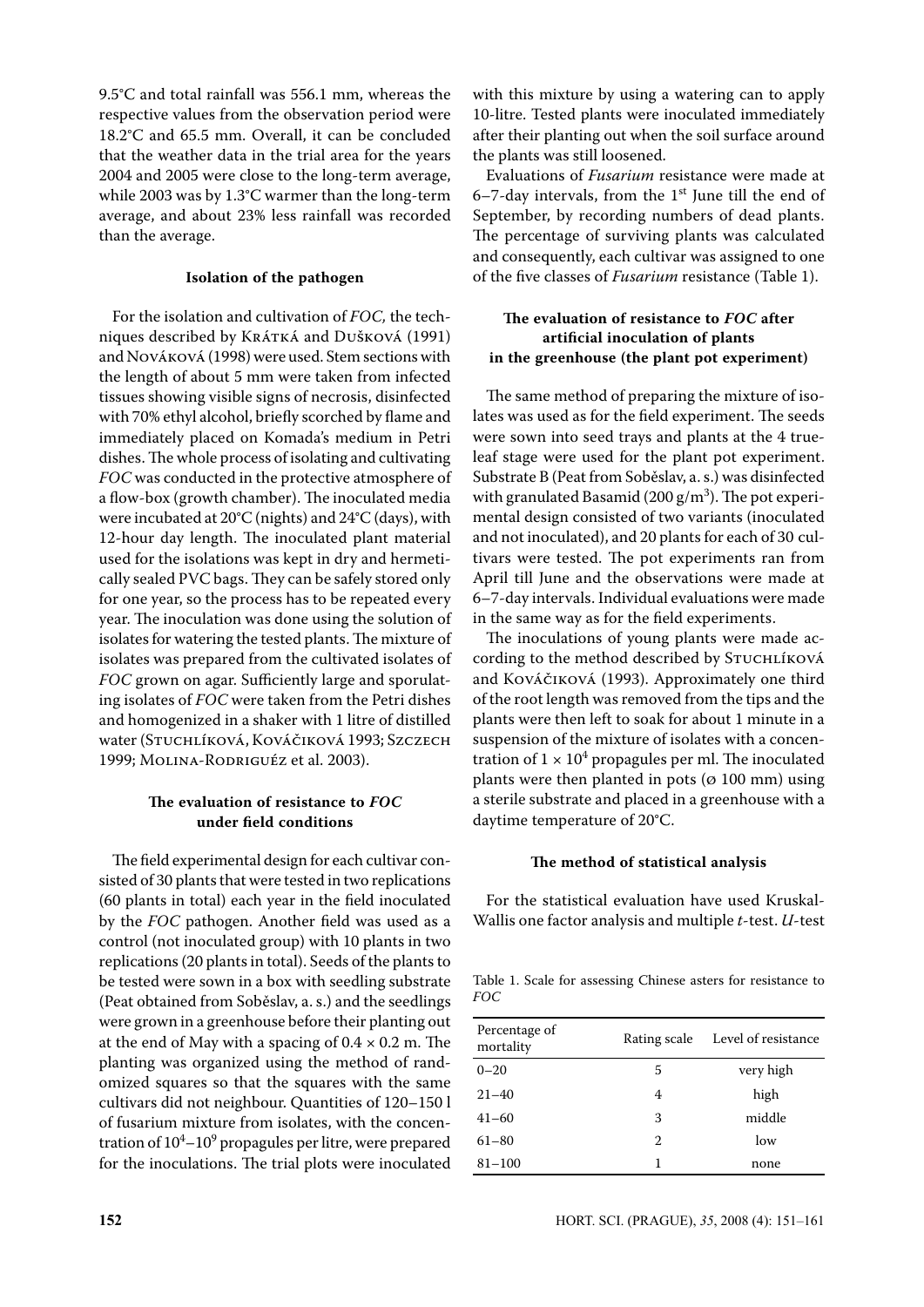9.5°C and total rainfall was 556.1 mm, whereas the respective values from the observation period were 18.2°C and 65.5 mm. Overall, it can be concluded that the weather data in the trial area for the years 2004 and 2005 were close to the long-term average, while 2003 was by 1.3°C warmer than the long-term average, and about 23% less rainfall was recorded than the average.

### Isolation of the pathogen

For the isolation and cultivation of *FOC,* the techniques described by Krátká and Dušková (1991) and Nováková (1998) were used. Stem sections with the length of about 5 mm were taken from infected tissues showing visible signs of necrosis, disinfected with 70% ethyl alcohol, briefly scorched by flame and immediately placed on Komada's medium in Petri dishes. The whole process of isolating and cultivating *FOC* was conducted in the protective atmosphere of a flow-box (growth chamber). The inoculated media were incubated at 20°C (nights) and 24°C (days), with 12-hour day length. The inoculated plant material used for the isolations was kept in dry and hermetically sealed PVC bags. They can be safely stored only for one year, so the process has to be repeated every year. The inoculation was done using the solution of isolates for watering the tested plants. The mixture of isolates was prepared from the cultivated isolates of *FOC* grown on agar. Sufficiently large and sporulating isolates of *FOC* were taken from the Petri dishes and homogenized in a shaker with 1 litre of distilled water (Stuchlíková, Kováčiková 1993; Szczech 1999; Molina-Rodriguéz et al. 2003).

### The evaluation of resistance to *FOC* under field conditions

The field experimental design for each cultivar consisted of 30 plants that were tested in two replications (60 plants in total) each year in the field inoculated by the *FOC* pathogen. Another field was used as a control (not inoculated group) with 10 plants in two replications (20 plants in total). Seeds of the plants to be tested were sown in a box with seedling substrate (Peat obtained from Soběslav, a. s.) and the seedlings were grown in a greenhouse before their planting out at the end of May with a spacing of $0.4 \times 0.2$ m. The planting was organized using the method of randomized squares so that the squares with the same cultivars did not neighbour. Quantities of 120–150 l of fusarium mixture from isolates, with the concentration of $10^4$–$10^9$ propagules per litre, were prepared for the inoculations. The trial plots were inoculated with this mixture by using a watering can to apply 10-litre. Tested plants were inoculated immediately after their planting out when the soil surface around the plants was still loosened.

Evaluations of *Fusarium* resistance were made at 6–7-day intervals, from the 1st June till the end of September, by recording numbers of dead plants. The percentage of surviving plants was calculated and consequently, each cultivar was assigned to one of the five classes of *Fusarium* resistance (Table 1).

### The evaluation of resistance to *FOC* after artificial inoculation of plants in the greenhouse (the plant pot experiment)

The same method of preparing the mixture of isolates was used as for the field experiment. The seeds were sown into seed trays and plants at the 4 true-leaf stage were used for the plant pot experiment. Substrate B (Peat from Soběslav, a. s.) was disinfected with granulated Basamid (200 g/m$^3$). The pot experimental design consisted of two variants (inoculated and not inoculated), and 20 plants for each of 30 cultivars were tested. The pot experiments ran from April till June and the observations were made at 6–7-day intervals. Individual evaluations were made in the same way as for the field experiments.

The inoculations of young plants were made according to the method described by Stuchlíková and Kováčiková (1993). Approximately one third of the root length was removed from the tips and the plants were then left to soak for about 1 minute in a suspension of the mixture of isolates with a concentration of $1 \times 10^4$ propagules per ml. The inoculated plants were then planted in pots (ø 100 mm) using a sterile substrate and placed in a greenhouse with a daytime temperature of 20°C.

### The method of statistical analysis

For the statistical evaluation have used Kruskal-Wallis one factor analysis and multiple *t*-test. *U*-test

Table 1. Scale for assessing Chinese asters for resistance to *FOC*

| Percentage of mortality | Rating scale | Level of resistance |
|---|---|---|
| 0–20 | 5 | very high |
| 21–40 | 4 | high |
| 41–60 | 3 | middle |
| 61–80 | 2 | low |
| 81–100 | 1 | none |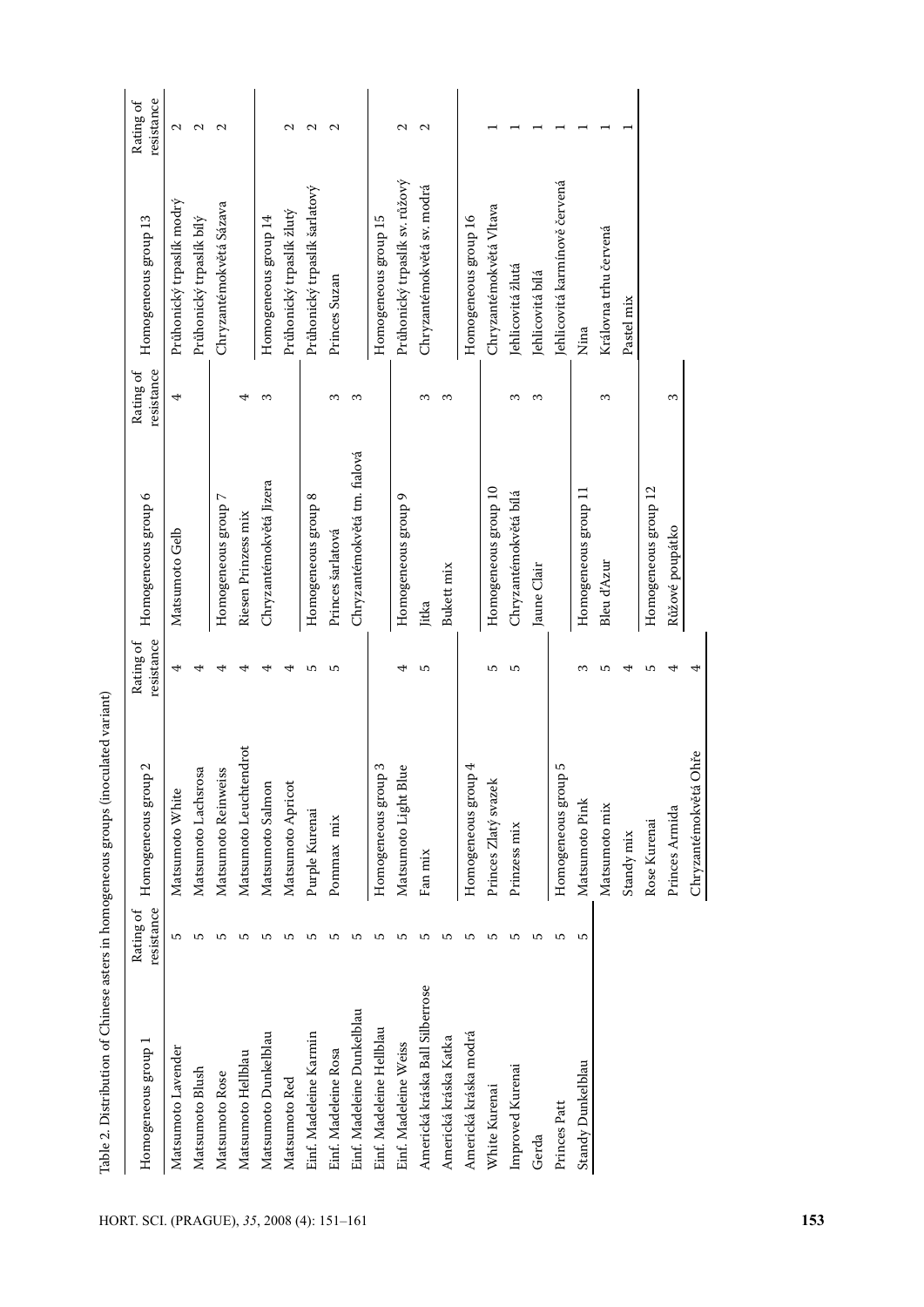Table 2. Distribution of Chinese asters in homogeneous groups (inoculated variant)

| Homogeneous group 1 | Rating of resistance | Homogeneous group 2 | Rating of resistance | Homogeneous group 6 | Rating of resistance | Homogeneous group 13 | Rating of resistance |
|---|---|---|---|---|---|---|---|
| Matsumoto Lavender | 5 | Matsumoto White | 4 | Matsumoto Gelb | 4 | Průhonický trpaslík modrý | 2 |
| Matsumoto Blush | 5 | Matsumoto Lachsrosa | 4 | | | Průhonický trpaslík bílý | 2 |
| Matsumoto Rose | 5 | Matsumoto Reinweiss | 4 | Homogeneous group 7 | | Chryzantémokvětá Sázava | 2 |
| Matsumoto Hellblau | 5 | Matsumoto Leuchtendrot | 4 | Riesen Prinzess mix | 4 | | |
| Matsumoto Dunkelblau | 5 | Matsumoto Salmon | 4 | Chryzantémokvětá Jizera | 3 | Homogeneous group 14 | |
| Matsumoto Red | 5 | Matsumoto Apricot | 4 | | | Průhonický trpaslík žlutý | 2 |
| Einf. Madeleine Karmin | 5 | Purple Kurenai | 5 | Homogeneous group 8 | | Průhonický trpaslík šarlatový | 2 |
| Einf. Madeleine Rosa | 5 | Pommax mix | 5 | Princes šarlatová | 3 | Princes Suzan | 2 |
| Einf. Madeleine Dunkelblau | 5 | | | Chryzantémokvětá tm. fialová | 3 | | |
| Einf. Madeleine Hellblau | 5 | Homogeneous group 3 | | | | Homogeneous group 15 | |
| Einf. Madeleine Weiss | 5 | Matsumoto Light Blue | 4 | Homogeneous group 9 | | Průhonický trpaslík sv. růžový | 2 |
| Americká kráska Ball Silberrose | 5 | Fan mix | 5 | Jitka | 3 | Chryzantémokvětá sv. modrá | 2 |
| Americká kráska Katka | 5 | | | Bukett mix | 3 | | |
| Americká kráska modrá | 5 | Homogeneous group 4 | | | | Homogeneous group 16 | |
| White Kurenai | 5 | Princes Zlatý svazek | 5 | Homogeneous group 10 | | Chryzantémokvětá Vltava | 1 |
| Improved Kurenai | 5 | Prinzess mix | 5 | Chryzantémokvětá bílá | 3 | Jehlicovitá žlutá | 1 |
| Gerda | 5 | | | Jaune Clair | 3 | Jehlicovitá bílá | 1 |
| Princes Patt | 5 | Homogeneous group 5 | | | | Jehlicovitá karmínově červená | 1 |
| Standy Dunkelblau | 5 | Matsumoto Pink | 3 | Homogeneous group 11 | | Nina | 1 |
| | | Matsumoto mix | 5 | Bleu d'Azur | 3 | Královna trhu červená | 1 |
| | | Standy mix | 4 | | | Pastel mix | 1 |
| | | Rose Kurenai | 5 | Homogeneous group 12 | | | |
| | | Princes Armida | 4 | Růžové poupátko | 3 | | |
| | | Chryzantémokvětá Ohře | 4 | | | | |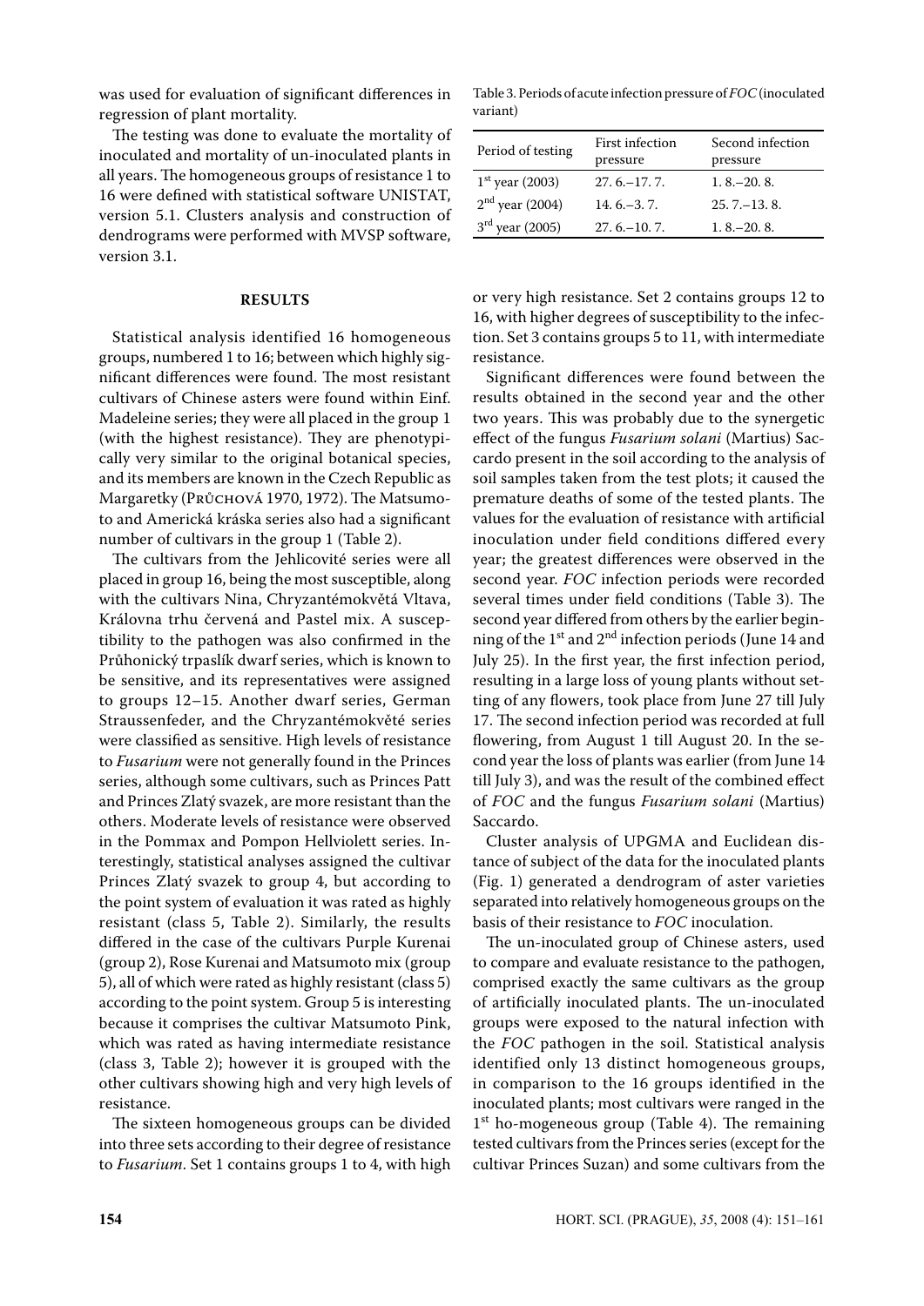was used for evaluation of significant differences in regression of plant mortality.

The testing was done to evaluate the mortality of inoculated and mortality of un-inoculated plants in all years. The homogeneous groups of resistance 1 to 16 were defined with statistical software UNISTAT, version 5.1. Clusters analysis and construction of dendrograms were performed with MVSP software, version 3.1.

## RESULTS

Statistical analysis identified 16 homogeneous groups, numbered 1 to 16; between which highly significant differences were found. The most resistant cultivars of Chinese asters were found within Einf. Madeleine series; they were all placed in the group 1 (with the highest resistance). They are phenotypically very similar to the original botanical species, and its members are known in the Czech Republic as Margaretky (Průchová 1970, 1972). The Matsumoto and Americká kráska series also had a significant number of cultivars in the group 1 (Table 2).

The cultivars from the Jehlicovité series were all placed in group 16, being the most susceptible, along with the cultivars Nina, Chryzantémokvětá Vltava, Královna trhu červená and Pastel mix. A susceptibility to the pathogen was also confirmed in the Průhonický trpaslík dwarf series, which is known to be sensitive, and its representatives were assigned to groups 12–15. Another dwarf series, German Straussenfeder, and the Chryzantémokvěté series were classified as sensitive. High levels of resistance to *Fusarium* were not generally found in the Princes series, although some cultivars, such as Princes Patt and Princes Zlatý svazek, are more resistant than the others. Moderate levels of resistance were observed in the Pommax and Pompon Hellviolett series. Interestingly, statistical analyses assigned the cultivar Princes Zlatý svazek to group 4, but according to the point system of evaluation it was rated as highly resistant (class 5, Table 2). Similarly, the results differed in the case of the cultivars Purple Kurenai (group 2), Rose Kurenai and Matsumoto mix (group 5), all of which were rated as highly resistant (class 5) according to the point system. Group 5 is interesting because it comprises the cultivar Matsumoto Pink, which was rated as having intermediate resistance (class 3, Table 2); however it is grouped with the other cultivars showing high and very high levels of resistance.

The sixteen homogeneous groups can be divided into three sets according to their degree of resistance to *Fusarium*. Set 1 contains groups 1 to 4, with high or very high resistance. Set 2 contains groups 12 to 16, with higher degrees of susceptibility to the infection. Set 3 contains groups 5 to 11, with intermediate resistance.

Table 3. Periods of acute infection pressure of *FOC* (inoculated variant)

| Period of testing | First infection pressure | Second infection pressure |
|---|---|---|
| 1st year (2003) | 27. 6.–17. 7. | 1. 8.–20. 8. |
| 2nd year (2004) | 14. 6.–3. 7. | 25. 7.–13. 8. |
| 3rd year (2005) | 27. 6.–10. 7. | 1. 8.–20. 8. |

Significant differences were found between the results obtained in the second year and the other two years. This was probably due to the synergetic effect of the fungus *Fusarium solani* (Martius) Saccardo present in the soil according to the analysis of soil samples taken from the test plots; it caused the premature deaths of some of the tested plants. The values for the evaluation of resistance with artificial inoculation under field conditions differed every year; the greatest differences were observed in the second year. *FOC* infection periods were recorded several times under field conditions (Table 3). The second year differed from others by the earlier beginning of the 1st and 2nd infection periods (June 14 and July 25). In the first year, the first infection period, resulting in a large loss of young plants without setting of any flowers, took place from June 27 till July 17. The second infection period was recorded at full flowering, from August 1 till August 20. In the second year the loss of plants was earlier (from June 14 till July 3), and was the result of the combined effect of *FOC* and the fungus *Fusarium solani* (Martius) Saccardo.

Cluster analysis of UPGMA and Euclidean distance of subject of the data for the inoculated plants (Fig. 1) generated a dendrogram of aster varieties separated into relatively homogeneous groups on the basis of their resistance to *FOC* inoculation.

The un-inoculated group of Chinese asters, used to compare and evaluate resistance to the pathogen, comprised exactly the same cultivars as the group of artificially inoculated plants. The un-inoculated groups were exposed to the natural infection with the *FOC* pathogen in the soil. Statistical analysis identified only 13 distinct homogeneous groups, in comparison to the 16 groups identified in the inoculated plants; most cultivars were ranged in the 1st ho-mogeneous group (Table 4). The remaining tested cultivars from the Princes series (except for the cultivar Princes Suzan) and some cultivars from the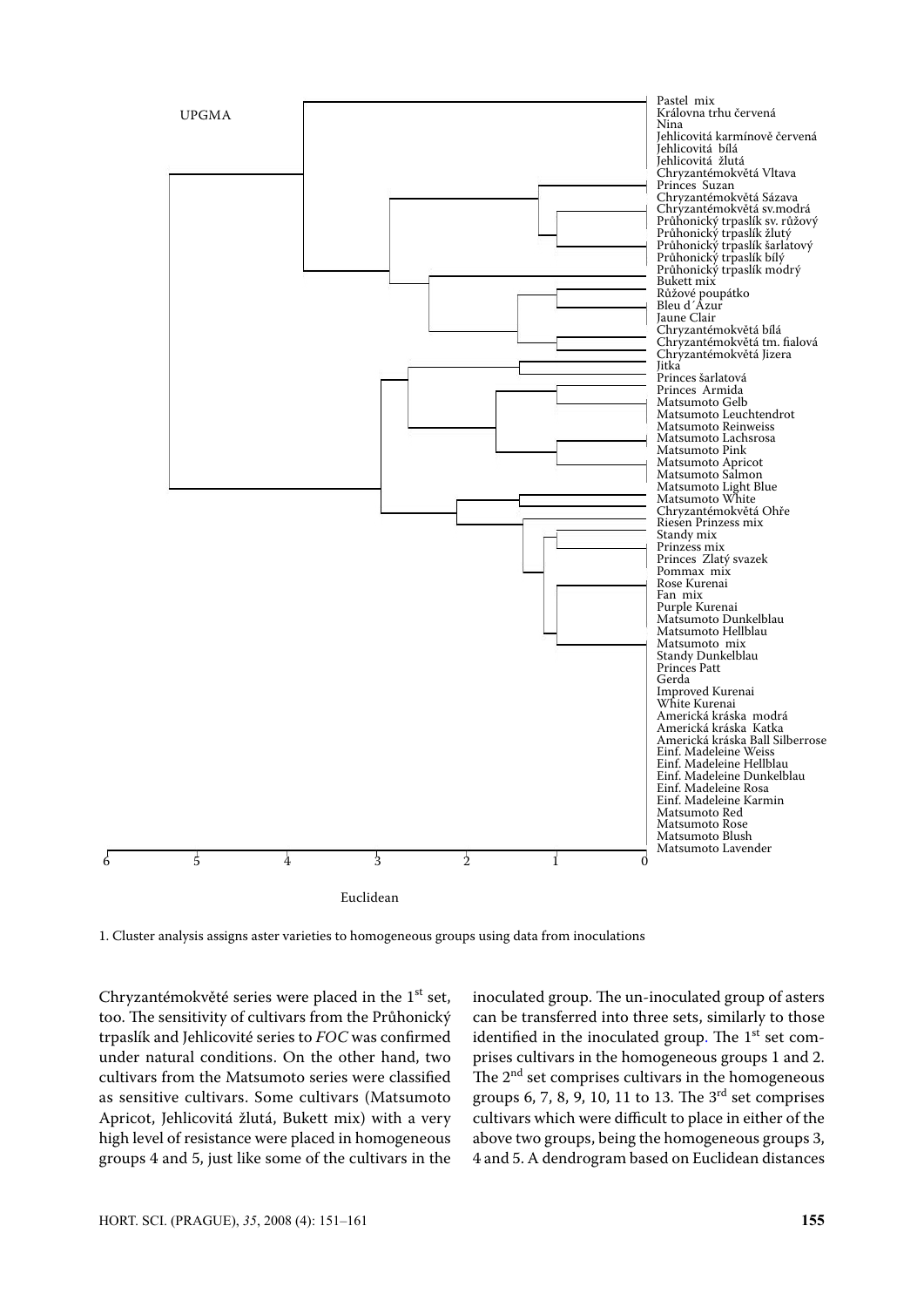1. Cluster analysis assigns aster varieties to homogeneous groups using data from inoculations

Chryzantémokvěté series were placed in the 1st set, too. The sensitivity of cultivars from the Průhonický trpaslík and Jehlicovité series to *FOC* was confirmed under natural conditions. On the other hand, two cultivars from the Matsumoto series were classified as sensitive cultivars. Some cultivars (Matsumoto Apricot, Jehlicovitá žlutá, Bukett mix) with a very high level of resistance were placed in homogeneous groups 4 and 5, just like some of the cultivars in the inoculated group. The un-inoculated group of asters can be transferred into three sets, similarly to those identified in the inoculated group. The 1st set comprises cultivars in the homogeneous groups 1 and 2. The 2nd set comprises cultivars in the homogeneous groups 6, 7, 8, 9, 10, 11 to 13. The 3rd set comprises cultivars which were difficult to place in either of the above two groups, being the homogeneous groups 3, 4 and 5. A dendrogram based on Euclidean distances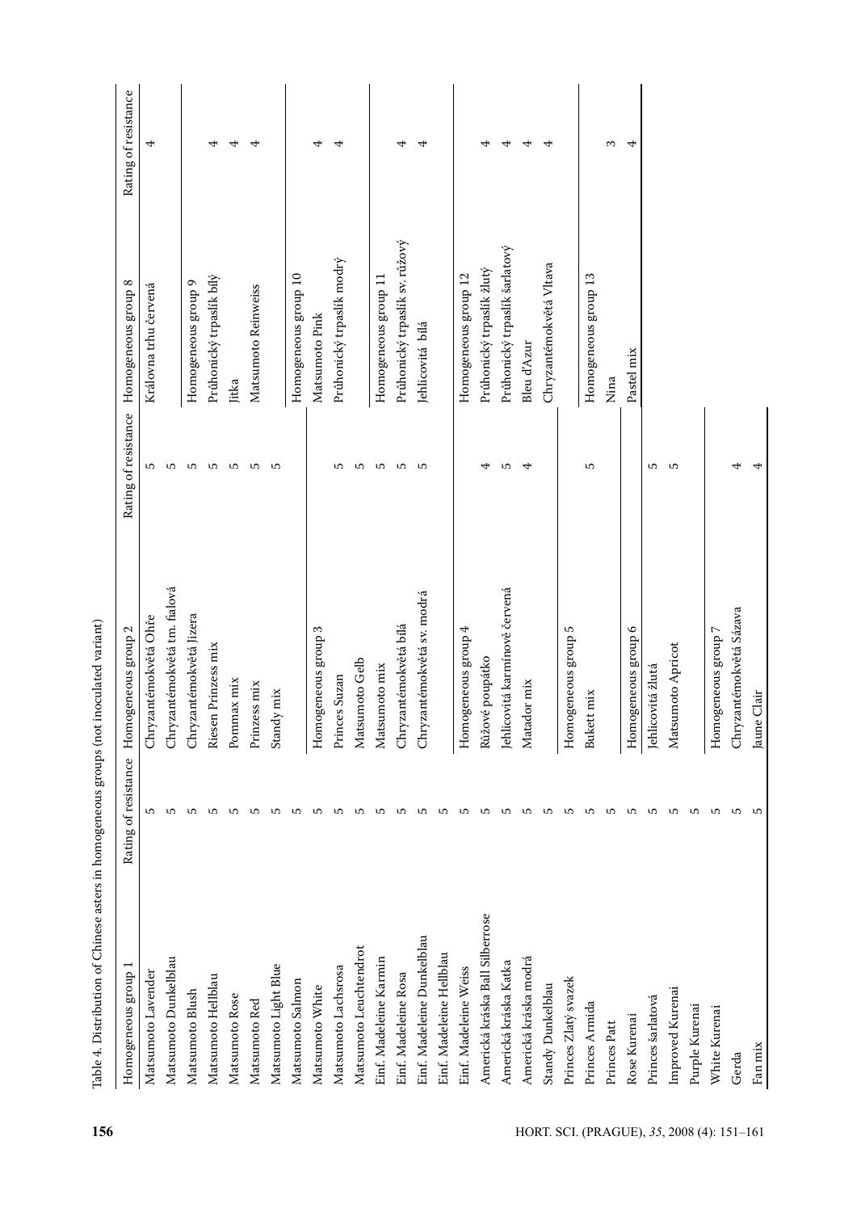Table 4. Distribution of Chinese asters in homogeneous groups (not inoculated variant)

| Homogeneous group 1 | Rating of resistance | Homogeneous group 2 | Rating of resistance | Homogeneous group 8 | Rating of resistance |
|---|---|---|---|---|---|
| Matsumoto Lavender | 5 | Chryzantémokvětá Ohře | 5 | Královna trhu červená | 4 |
| Matsumoto Dunkelblau | 5 | Chryzantémokvětá tm. fialová | 5 | | |
| Matsumoto Blush | 5 | Chryzantémokvětá Jizera | 5 | Homogeneous group 9 | |
| Matsumoto Hellblau | 5 | Riesen Prinzess mix | 5 | Průhonický trpaslík bílý | 4 |
| Matsumoto Rose | 5 | Pommax mix | 5 | Jitka | 4 |
| Matsumoto Red | 5 | Prinzess mix | 5 | Matsumoto Reinweiss | 4 |
| Matsumoto Light Blue | 5 | Standy mix | 5 | | |
| Matsumoto Salmon | 5 | | | Homogeneous group 10 | |
| Matsumoto White | 5 | Homogeneous group 3 | | Matsumoto Pink | 4 |
| Matsumoto Lachsrosa | 5 | Princes Suzan | 5 | Průhonický trpaslík modrý | 4 |
| Matsumoto Leuchtendrot | 5 | Matsumoto Gelb | 5 | | |
| Einf. Madeleine Karmin | 5 | Matsumoto mix | 5 | Homogeneous group 11 | |
| Einf. Madeleine Rosa | 5 | Chryzantémokvětá bílá | 5 | Průhonický trpaslík sv. růžový | 4 |
| Einf. Madeleine Dunkelblau | 5 | Chryzantémokvětá sv. modrá | 5 | Jehlicovitá bílá | 4 |
| Einf. Madeleine Hellblau | 5 | | | | |
| Einf. Madeleine Weiss | 5 | Homogeneous group 4 | | Homogeneous group 12 | |
| Americká kráska Ball Silberrose | 5 | Růžové poupátko | 4 | Průhonický trpaslík žlutý | 4 |
| Americká kráska Katka | 5 | Jehlicovitá karmínově červená | 5 | Průhonický trpaslík šarlatový | 4 |
| Americká kráska modrá | 5 | Matador mix | 4 | Bleu d'Azur | 4 |
| Standy Dunkelblau | 5 | | | Chryzantémokvětá Vltava | 4 |
| Princes Zlatý svazek | 5 | Homogeneous group 5 | | | |
| Princes Armida | 5 | Bukett mix | 5 | Homogeneous group 13 | |
| Princes Patt | 5 | | | Nina | 3 |
| Rose Kurenai | 5 | Homogeneous group 6 | | Pastel mix | 4 |
| Princes šarlatová | 5 | Jehlicovitá žlutá | 5 | | |
| Improved Kurenai | 5 | Matsumoto Apricot | 5 | | |
| Purple Kurenai | 5 | | | | |
| White Kurenai | 5 | Homogeneous group 7 | | | |
| Gerda | 5 | Chryzantémokvětá Sázava | 4 | | |
| Fan mix | 5 | Jaune Clair | 4 | | |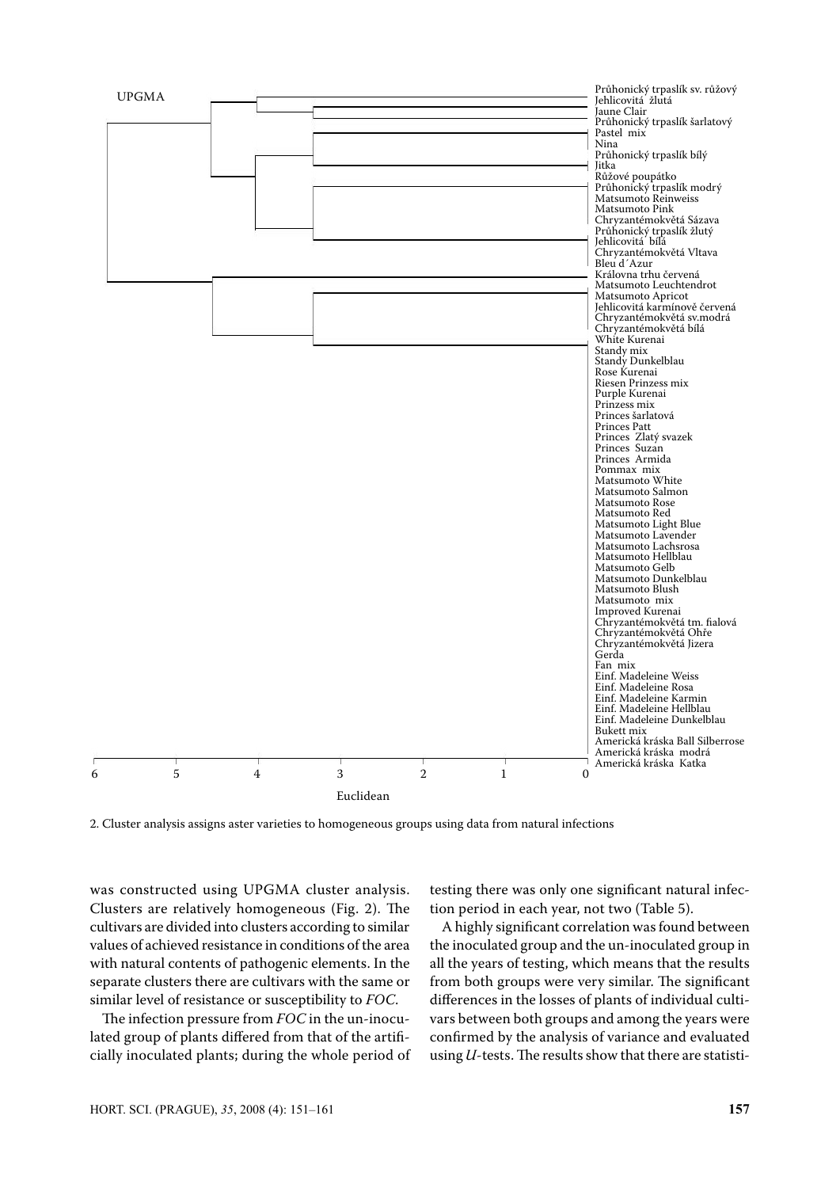UPGMA

Průhonický trpaslík sv. růžový
Jehlicovitá žlutá
Jaune Clair
Průhonický trpaslík šarlatový
Pastel mix
Nina
Průhonický trpaslík bílý
Jitka
Růžové poupátko
Průhonický trpaslík modrý
Matsumoto Reinweiss
Matsumoto Pink
Chryzantémokvětá Sázava
Průhonický trpaslík žlutý
Jehlicovitá bílá
Chryzantémokvětá Vltava
Bleu d´Azur
Královna trhu červená
Matsumoto Leuchtendrot
Matsumoto Apricot
Jehlicovitá karmínově červená
Chryzantémokvětá sv.modrá
Chryzantémokvětá bílá
White Kurenai
Standy mix
Standy Dunkelblau
Rose Kurenai
Riesen Prinzess mix
Purple Kurenai
Prinzess mix
Princes šarlatová
Princes Patt
Princes Zlatý svazek
Princes Suzan
Princes Armida
Pommax mix
Matsumoto White
Matsumoto Salmon
Matsumoto Rose
Matsumoto Red
Matsumoto Light Blue
Matsumoto Lavender
Matsumoto Lachsrosa
Matsumoto Hellblau
Matsumoto Gelb
Matsumoto Dunkelblau
Matsumoto Blush
Matsumoto mix
Improved Kurenai
Chryzantémokvětá tm. fialová
Chryzantémokvětá Ohře
Chryzantémokvětá Jizera
Gerda
Fan mix
Einf. Madeleine Weiss
Einf. Madeleine Rosa
Einf. Madeleine Karmin
Einf. Madeleine Hellblau
Einf. Madeleine Dunkelblau
Bukett mix
Americká kráska Ball Silberrose
Americká kráska modrá
Americká kráska Katka

6 5 4 3 2 1 0

Euclidean

2. Cluster analysis assigns aster varieties to homogeneous groups using data from natural infections

was constructed using UPGMA cluster analysis. Clusters are relatively homogeneous (Fig. 2). The cultivars are divided into clusters according to similar values of achieved resistance in conditions of the area with natural contents of pathogenic elements. In the separate clusters there are cultivars with the same or similar level of resistance or susceptibility to *FOC*.

The infection pressure from *FOC* in the un-inoculated group of plants differed from that of the artificially inoculated plants; during the whole period of testing there was only one significant natural infection period in each year, not two (Table 5).

A highly significant correlation was found between the inoculated group and the un-inoculated group in all the years of testing, which means that the results from both groups were very similar. The significant differences in the losses of plants of individual cultivars between both groups and among the years were confirmed by the analysis of variance and evaluated using *U*-tests. The results show that there are statisti-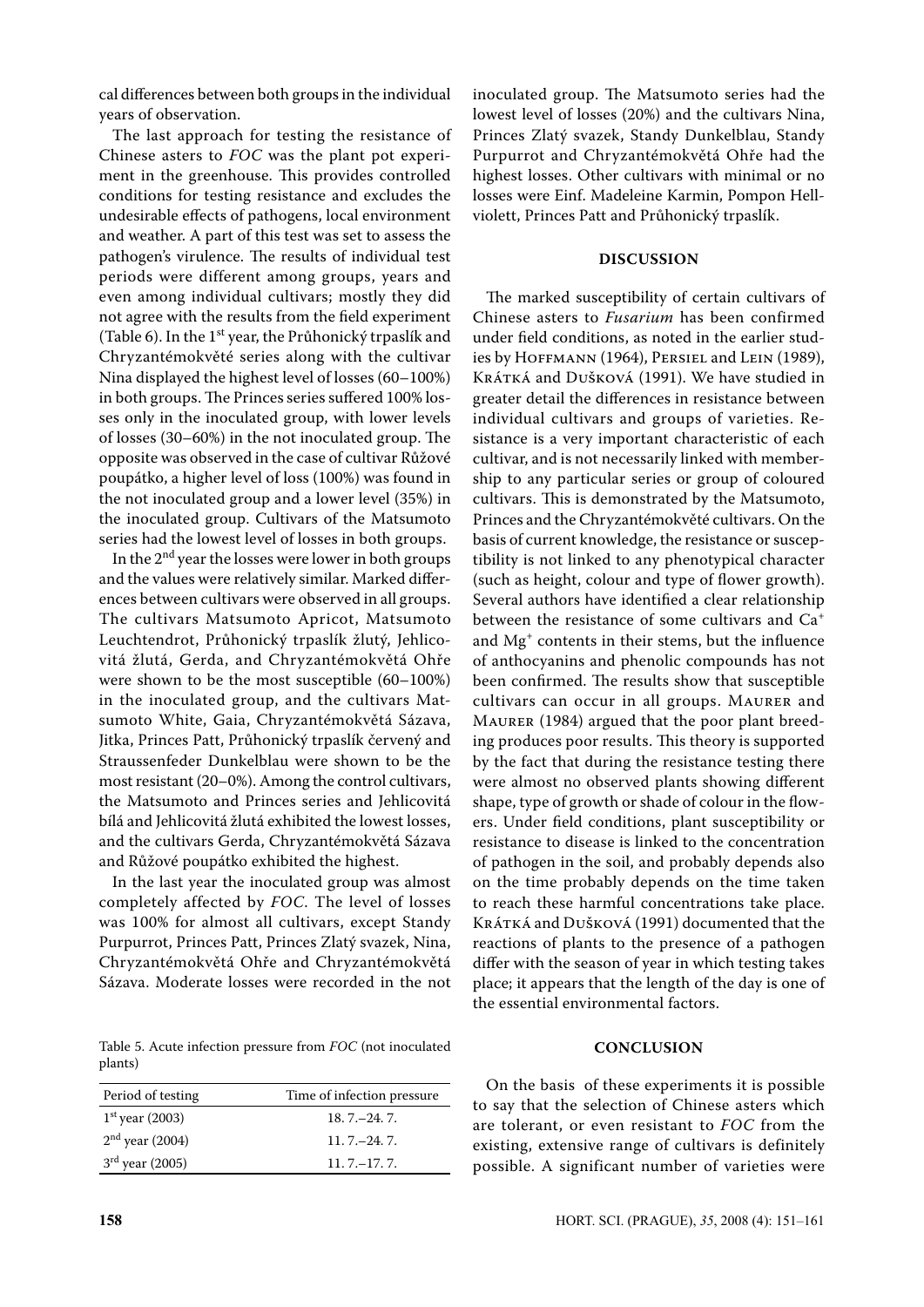cal differences between both groups in the individual years of observation.

The last approach for testing the resistance of Chinese asters to *FOC* was the plant pot experiment in the greenhouse. This provides controlled conditions for testing resistance and excludes the undesirable effects of pathogens, local environment and weather. A part of this test was set to assess the pathogen's virulence. The results of individual test periods were different among groups, years and even among individual cultivars; mostly they did not agree with the results from the field experiment (Table 6). In the 1st year, the Průhonický trpaslík and Chryzantémokvěté series along with the cultivar Nina displayed the highest level of losses (60–100%) in both groups. The Princes series suffered 100% losses only in the inoculated group, with lower levels of losses (30–60%) in the not inoculated group. The opposite was observed in the case of cultivar Růžové poupátko, a higher level of loss (100%) was found in the not inoculated group and a lower level (35%) in the inoculated group. Cultivars of the Matsumoto series had the lowest level of losses in both groups.

In the 2nd year the losses were lower in both groups and the values were relatively similar. Marked differences between cultivars were observed in all groups. The cultivars Matsumoto Apricot, Matsumoto Leuchtendrot, Průhonický trpaslík žlutý, Jehlicovitá žlutá, Gerda, and Chryzantémokvětá Ohře were shown to be the most susceptible (60–100%) in the inoculated group, and the cultivars Matsumoto White, Gaia, Chryzantémokvětá Sázava, Jitka, Princes Patt, Průhonický trpaslík červený and Straussenfeder Dunkelblau were shown to be the most resistant (20–0%). Among the control cultivars, the Matsumoto and Princes series and Jehlicovitá bílá and Jehlicovitá žlutá exhibited the lowest losses, and the cultivars Gerda, Chryzantémokvětá Sázava and Růžové poupátko exhibited the highest.

In the last year the inoculated group was almost completely affected by *FOC*. The level of losses was 100% for almost all cultivars, except Standy Purpurrot, Princes Patt, Princes Zlatý svazek, Nina, Chryzantémokvětá Ohře and Chryzantémokvětá Sázava. Moderate losses were recorded in the not inoculated group. The Matsumoto series had the lowest level of losses (20%) and the cultivars Nina, Princes Zlatý svazek, Standy Dunkelblau, Standy Purpurrot and Chryzantémokvětá Ohře had the highest losses. Other cultivars with minimal or no losses were Einf. Madeleine Karmin, Pompon Hellviolett, Princes Patt and Průhonický trpaslík.

Table 5. Acute infection pressure from *FOC* (not inoculated plants)

| Period of testing | Time of infection pressure |
|---|---|
| 1st year (2003) | 18. 7.–24. 7. |
| 2nd year (2004) | 11. 7.–24. 7. |
| 3rd year (2005) | 11. 7.–17. 7. |

## DISCUSSION

The marked susceptibility of certain cultivars of Chinese asters to *Fusarium* has been confirmed under field conditions, as noted in the earlier studies by Hoffmann (1964), Persiel and Lein (1989), Krátká and Dušková (1991). We have studied in greater detail the differences in resistance between individual cultivars and groups of varieties. Resistance is a very important characteristic of each cultivar, and is not necessarily linked with membership to any particular series or group of coloured cultivars. This is demonstrated by the Matsumoto, Princes and the Chryzantémokvěté cultivars. On the basis of current knowledge, the resistance or susceptibility is not linked to any phenotypical character (such as height, colour and type of flower growth). Several authors have identified a clear relationship between the resistance of some cultivars and $Ca^{+}$ and $Mg^{+}$ contents in their stems, but the influence of anthocyanins and phenolic compounds has not been confirmed. The results show that susceptible cultivars can occur in all groups. Maurer and Maurer (1984) argued that the poor plant breeding produces poor results. This theory is supported by the fact that during the resistance testing there were almost no observed plants showing different shape, type of growth or shade of colour in the flowers. Under field conditions, plant susceptibility or resistance to disease is linked to the concentration of pathogen in the soil, and probably depends also on the time probably depends on the time taken to reach these harmful concentrations take place. Krátká and Dušková (1991) documented that the reactions of plants to the presence of a pathogen differ with the season of year in which testing takes place; it appears that the length of the day is one of the essential environmental factors.

## CONCLUSION

On the basis of these experiments it is possible to say that the selection of Chinese asters which are tolerant, or even resistant to *FOC* from the existing, extensive range of cultivars is definitely possible. A significant number of varieties were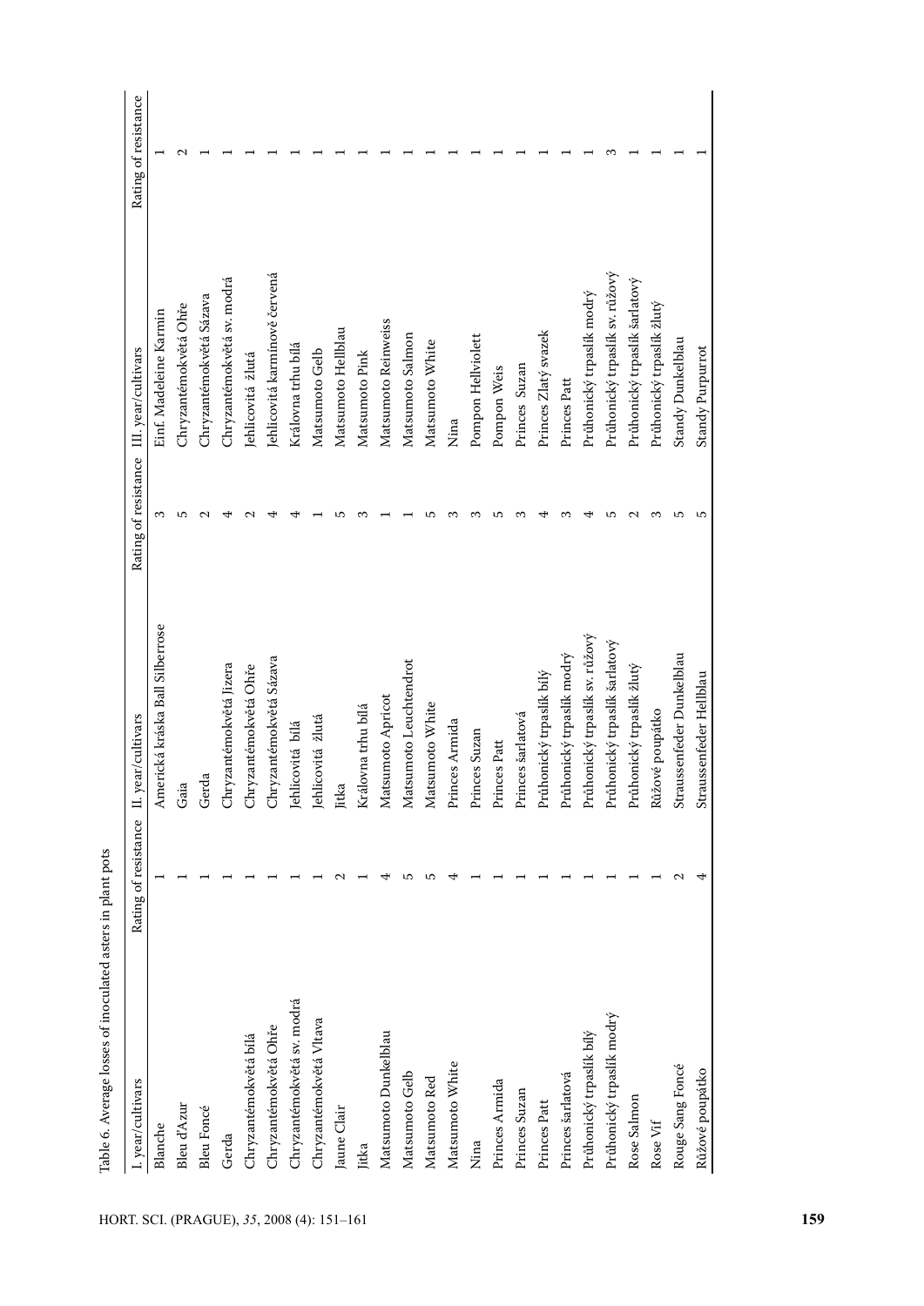Table 6. Average losses of inoculated asters in plant pots

| I. year/cultivars | Rating of resistance | II. year/cultivars | Rating of resistance | III. year/cultivars | Rating of resistance |
|---|---|---|---|---|---|
| Blanche | 1 | Americká kráska Ball Silberrose | 3 | Einf. Madeleine Karmin | 1 |
| Bleu d'Azur | 1 | Gaia | 5 | Chryzantémokvětá Ohře | 2 |
| Bleu Foncé | 1 | Gerda | 2 | Chryzantémokvětá Sázava | 1 |
| Gerda | 1 | Chryzantémokvětá Jizera | 4 | Chryzantémokvětá sv. modrá | 1 |
| Chryzantémokvětá bílá | 1 | Chryzantémokvětá Ohře | 2 | Jehlicovitá žlutá | 1 |
| Chryzantémokvětá Ohře | 1 | Chryzantémokvětá Sázava | 4 | Jehlicovitá karmínově červená | 1 |
| Chryzantémokvětá sv. modrá | 1 | Jehlicovitá bílá | 4 | Královna trhu bílá | 1 |
| Chryzantémokvětá Vltava | 1 | Jehlicovitá žlutá | 1 | Matsumoto Gelb | 1 |
| Jaune Clair | 2 | Jitka | 5 | Matsumoto Hellblau | 1 |
| Jitka | 1 | Královna trhu bílá | 3 | Matsumoto Pink | 1 |
| Matsumoto Dunkelblau | 4 | Matsumoto Apricot | 1 | Matsumoto Reinweiss | 1 |
| Matsumoto Gelb | 5 | Matsumoto Leuchtendrot | 1 | Matsumoto Salmon | 1 |
| Matsumoto Red | 5 | Matsumoto White | 5 | Matsumoto White | 1 |
| Matsumoto White | 4 | Princes Armida | 3 | Nina | 1 |
| Nina | 1 | Princes Suzan | 3 | Pompon Hellviolett | 1 |
| Princes Armida | 1 | Princes Patt | 5 | Pompon Weis | 1 |
| Princes Suzan | 1 | Princes šarlatová | 3 | Princes Suzan | 1 |
| Princes Patt | 1 | Průhonický trpaslík bílý | 4 | Princes Zlatý svazek | 1 |
| Princes šarlatová | 1 | Průhonický trpaslík modrý | 3 | Princes Patt | 1 |
| Průhonický trpaslík bílý | 1 | Průhonický trpaslík sv. růžový | 4 | Průhonický trpaslík modrý | 1 |
| Průhonický trpaslík modrý | 1 | Průhonický trpaslík šarlatový | 5 | Průhonický trpaslík sv. růžový | 3 |
| Rose Salmon | 1 | Průhonický trpaslík žlutý | 2 | Průhonický trpaslík šarlatový | 1 |
| Rose Vif | 1 | Růžové poupátko | 3 | Průhonický trpaslík žlutý | 1 |
| Rouge Sang Foncé | 2 | Straussenfeder Dunkelblau | 5 | Standy Dunkelblau | 1 |
| Růžové poupátko | 4 | Straussenfeder Hellblau | 5 | Standy Purpurrot | 1 |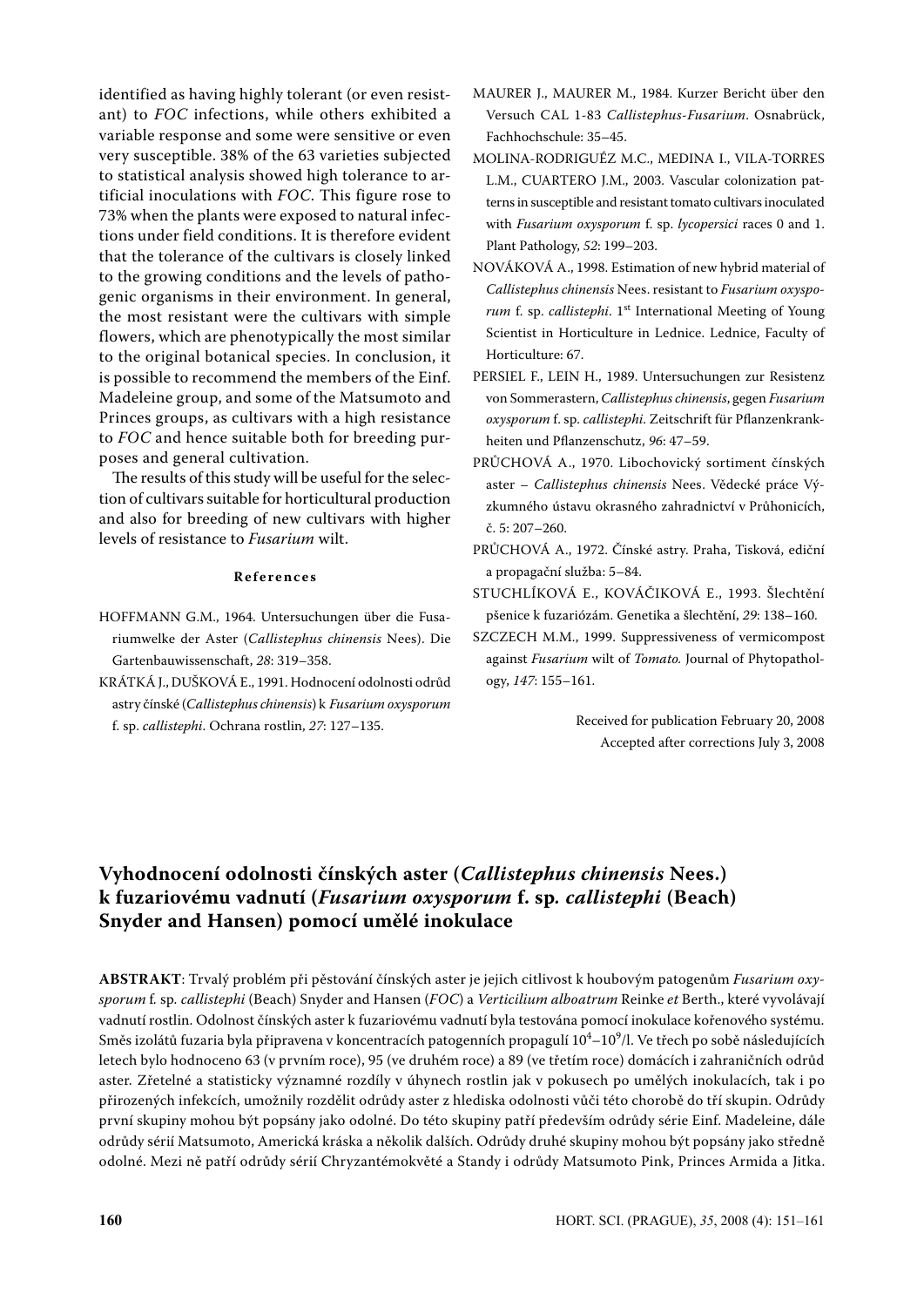identified as having highly tolerant (or even resistant) to *FOC* infections, while others exhibited a variable response and some were sensitive or even very susceptible. 38% of the 63 varieties subjected to statistical analysis showed high tolerance to artificial inoculations with *FOC*. This figure rose to 73% when the plants were exposed to natural infections under field conditions. It is therefore evident that the tolerance of the cultivars is closely linked to the growing conditions and the levels of pathogenic organisms in their environment. In general, the most resistant were the cultivars with simple flowers, which are phenotypically the most similar to the original botanical species. In conclusion, it is possible to recommend the members of the Einf. Madeleine group, and some of the Matsumoto and Princes groups, as cultivars with a high resistance to *FOC* and hence suitable both for breeding purposes and general cultivation.

The results of this study will be useful for the selection of cultivars suitable for horticultural production and also for breeding of new cultivars with higher levels of resistance to *Fusarium* wilt.

## References

HOFFMANN G.M., 1964. Untersuchungen über die Fusariumwelke der Aster (*Callistephus chinensis* Nees). Die Gartenbauwissenschaft, *28*: 319–358.

KRÁTKÁ J., DUŠKOVÁ E., 1991. Hodnocení odolnosti odrůd astry čínské (*Callistephus chinensis*) k *Fusarium oxysporum* f. sp. *callistephi*. Ochrana rostlin, *27*: 127–135.

MAURER J., MAURER M., 1984. Kurzer Bericht über den Versuch CAL 1-83 *Callistephus-Fusarium*. Osnabrück, Fachhochschule: 35–45.

MOLINA-RODRIGUÉZ M.C., MEDINA I., VILA-TORRES L.M., CUARTERO J.M., 2003. Vascular colonization patterns in susceptible and resistant tomato cultivars inoculated with *Fusarium oxysporum* f. sp. *lycopersici* races 0 and 1. Plant Pathology, *52*: 199–203.

NOVÁKOVÁ A., 1998. Estimation of new hybrid material of *Callistephus chinensis* Nees. resistant to *Fusarium oxysporum* f. sp. *callistephi*. 1st International Meeting of Young Scientist in Horticulture in Lednice. Lednice, Faculty of Horticulture: 67.

PERSIEL F., LEIN H., 1989. Untersuchungen zur Resistenz von Sommerastern, *Callistephus chinensis*, gegen *Fusarium oxysporum* f. sp. *callistephi*. Zeitschrift für Pflanzenkrankheiten und Pflanzenschutz, *96*: 47–59.

PRŮCHOVÁ A., 1970. Libochovický sortiment čínských aster – *Callistephus chinensis* Nees. Vědecké práce Výzkumného ústavu okrasného zahradnictví v Průhonicích, č. 5: 207–260.

PRŮCHOVÁ A., 1972. Čínské astry. Praha, Tisková, ediční a propagační služba: 5–84.

STUCHLÍKOVÁ E., KOVÁČIKOVÁ E., 1993. Šlechtění pšenice k fuzariózám. Genetika a šlechtění, *29*: 138–160.

SZCZECH M.M., 1999. Suppressiveness of vermicompost against *Fusarium* wilt of *Tomato*. Journal of Phytopathology, *147*: 155–161.

Received for publication February 20, 2008
Accepted after corrections July 3, 2008

# Vyhodnocení odolnosti čínských aster (*Callistephus chinensis* Nees.) k fuzariovému vadnutí (*Fusarium oxysporum* f. sp. *callistephi* (Beach) Snyder and Hansen) pomocí umělé inokulace

**ABSTRAKT**: Trvalý problém při pěstování čínských aster je jejich citlivost k houbovým patogenům *Fusarium oxysporum* f. sp. *callistephi* (Beach) Snyder and Hansen (*FOC*) a *Verticilium alboatrum* Reinke *et* Berth., které vyvolávají vadnutí rostlin. Odolnost čínských aster k fuzariovému vadnutí byla testována pomocí inokulace kořenového systému. Směs izolátů fuzaria byla připravena v koncentracích patogenních propagulí $10^4$–$10^9$/l. Ve třech po sobě následujících letech bylo hodnoceno 63 (v prvním roce), 95 (ve druhém roce) a 89 (ve třetím roce) domácích i zahraničních odrůd aster. Zřetelné a statisticky významné rozdíly v úhynech rostlin jak v pokusech po umělých inokulacích, tak i po přirozených infekcích, umožnily rozdělit odrůdy aster z hlediska odolnosti vůči této chorobě do tří skupin. Odrůdy první skupiny mohou být popsány jako odolné. Do této skupiny patří především odrůdy série Einf. Madeleine, dále odrůdy sérií Matsumoto, Americká kráska a několik dalších. Odrůdy druhé skupiny mohou být popsány jako středně odolné. Mezi ně patří odrůdy sérií Chryzantémokvěté a Standy i odrůdy Matsumoto Pink, Princes Armida a Jitka.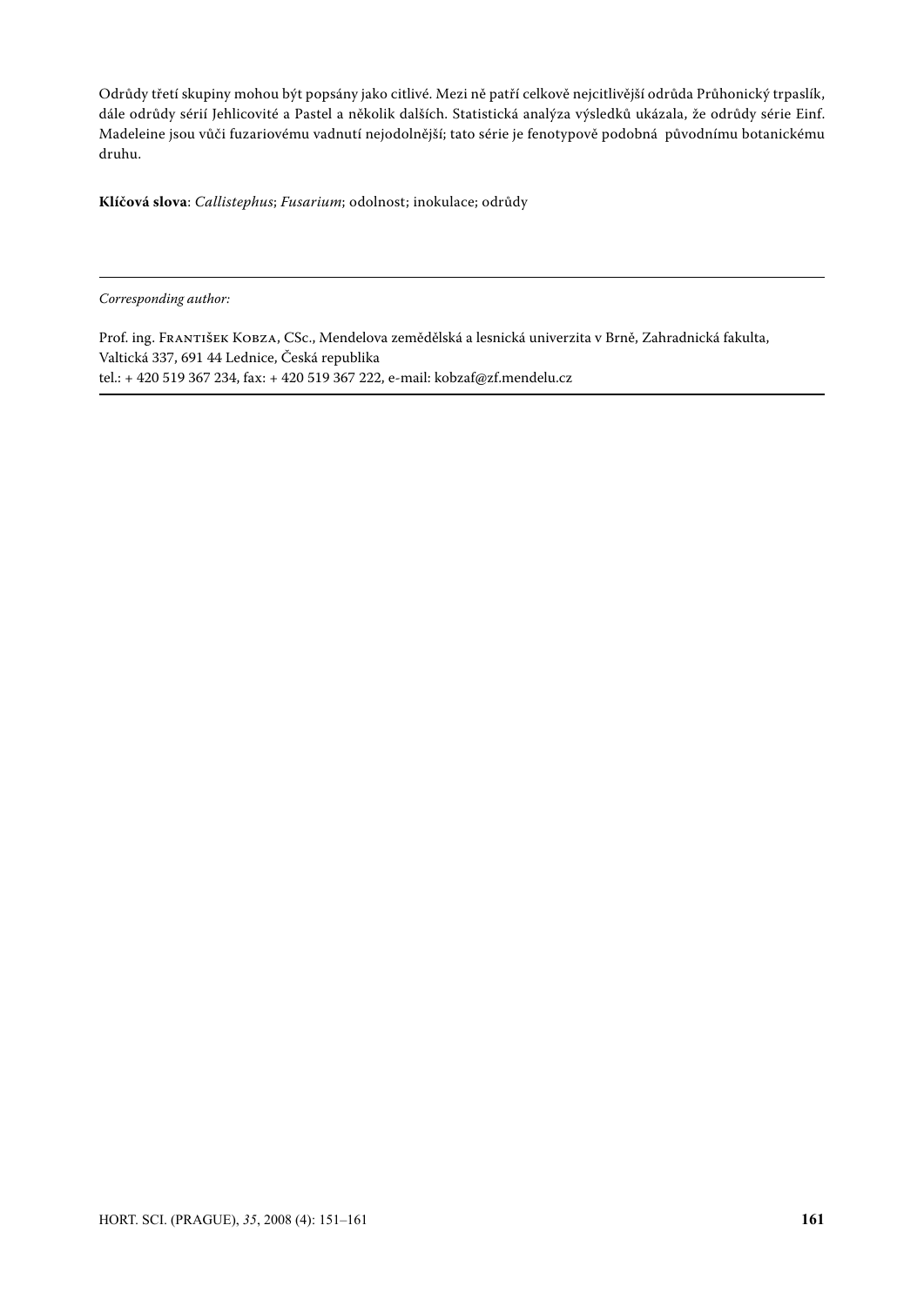Odrůdy třetí skupiny mohou být popsány jako citlivé. Mezi ně patří celkově nejcitlivější odrůda Průhonický trpaslík, dále odrůdy sérií Jehlicovité a Pastel a několik dalších. Statistická analýza výsledků ukázala, že odrůdy série Einf. Madeleine jsou vůči fuzariovému vadnutí nejodolnější; tato série je fenotypově podobná původnímu botanickému druhu.

**Klíčová slova**: *Callistephus*; *Fusarium*; odolnost; inokulace; odrůdy

---

*Corresponding author:*

Prof. ing. František Kobza, CSc., Mendelova zemědělská a lesnická univerzita v Brně, Zahradnická fakulta, Valtická 337, 691 44 Lednice, Česká republika
tel.: + 420 519 367 234, fax: + 420 519 367 222, e-mail: kobzaf@zf.mendelu.cz